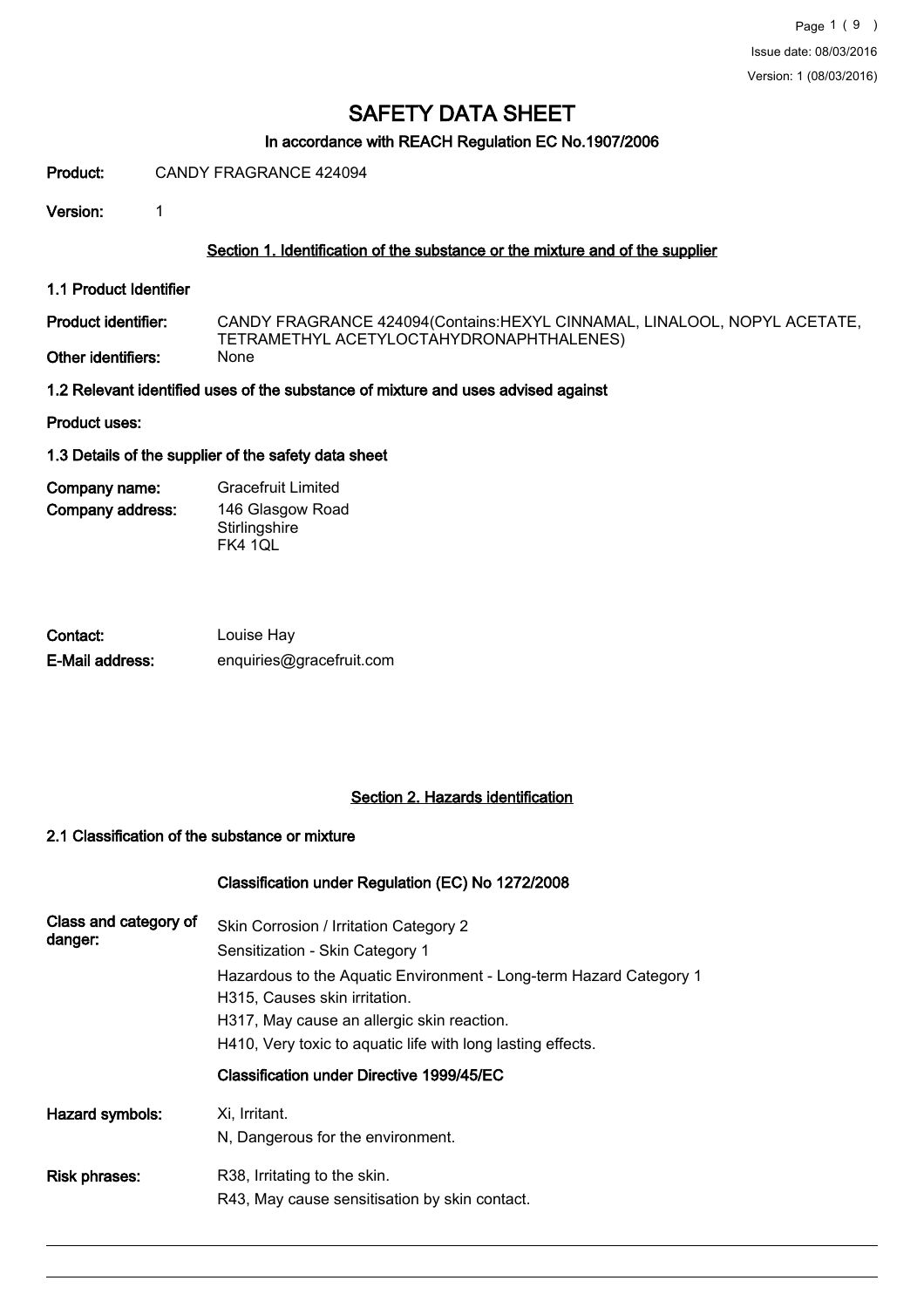# SAFETY DATA SHEET

### In accordance with REACH Regulation EC No.1907/2006

**Product:** CANDY FRAGRANCE 424094

**Version:** 1

## Section 1. Identification of the substance or the mixture and of the supplier

### 1.1 Product Identifier

**Product identifier:** CANDY FRAGRANCE 424094(Contains:HEXYL CINNAMAL, LINALOOL, NOPYL ACETATE, TETRAMETHYL ACETYLOCTAHYDRONAPHTHALENES)

**Other identifiers:** None

### 1.2 Relevant identified uses of the substance of mixture and uses advised against

**Product uses:**

### 1.3 Details of the supplier of the safety data sheet

**Company name:** Gracefruit Limited

**Company address:** 146 Glasgow Road
Stirlingshire
FK4 1QL

**Contact:** Louise Hay

**E-Mail address:** enquiries@gracefruit.com

## Section 2. Hazards identification

### 2.1 Classification of the substance or mixture

#### Classification under Regulation (EC) No 1272/2008

**Class and category of danger:**
Skin Corrosion / Irritation Category 2
Sensitization - Skin Category 1
Hazardous to the Aquatic Environment - Long-term Hazard Category 1
H315, Causes skin irritation.
H317, May cause an allergic skin reaction.
H410, Very toxic to aquatic life with long lasting effects.

#### Classification under Directive 1999/45/EC

**Hazard symbols:**
Xi, Irritant.
N, Dangerous for the environment.

**Risk phrases:**
R38, Irritating to the skin.
R43, May cause sensitisation by skin contact.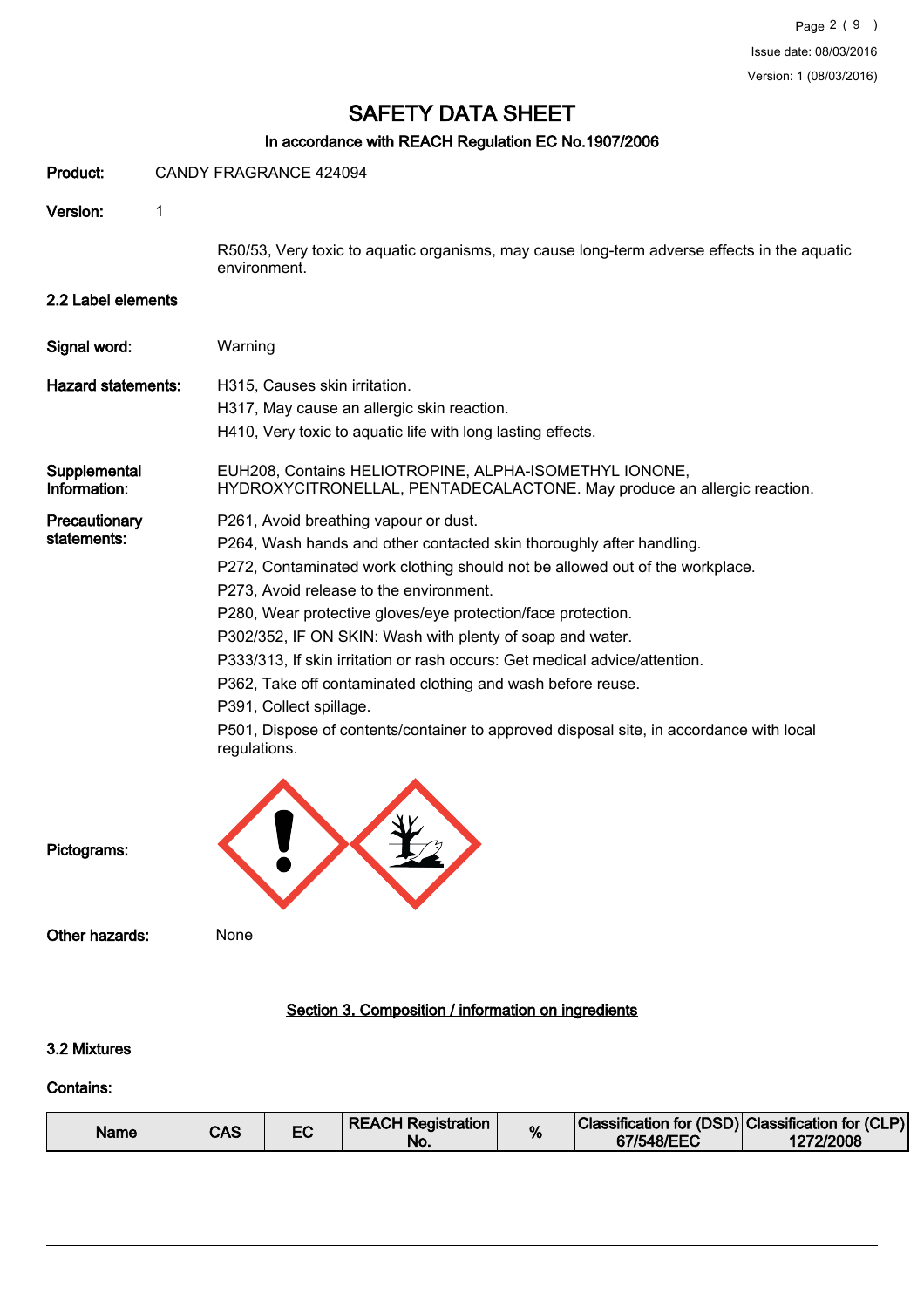# SAFETY DATA SHEET

## In accordance with REACH Regulation EC No.1907/2006

**Product:** CANDY FRAGRANCE 424094

**Version:** 1

R50/53, Very toxic to aquatic organisms, may cause long-term adverse effects in the aquatic environment.

### 2.2 Label elements

**Signal word:** Warning

**Hazard statements:**
H315, Causes skin irritation.
H317, May cause an allergic skin reaction.
H410, Very toxic to aquatic life with long lasting effects.

**Supplemental Information:** EUH208, Contains HELIOTROPINE, ALPHA-ISOMETHYL IONONE, HYDROXYCITRONELLAL, PENTADECALACTONE. May produce an allergic reaction.

**Precautionary statements:**
P261, Avoid breathing vapour or dust.
P264, Wash hands and other contacted skin thoroughly after handling.
P272, Contaminated work clothing should not be allowed out of the workplace.
P273, Avoid release to the environment.
P280, Wear protective gloves/eye protection/face protection.
P302/352, IF ON SKIN: Wash with plenty of soap and water.
P333/313, If skin irritation or rash occurs: Get medical advice/attention.
P362, Take off contaminated clothing and wash before reuse.
P391, Collect spillage.
P501, Dispose of contents/container to approved disposal site, in accordance with local regulations.

**Pictograms:**

**Other hazards:** None

## Section 3. Composition / information on ingredients

### 3.2 Mixtures

**Contains:**

| Name | CAS | EC | REACH Registration No. | % | Classification for (DSD) 67/548/EEC | Classification for (CLP) 1272/2008 |
|---|---|---|---|---|---|---|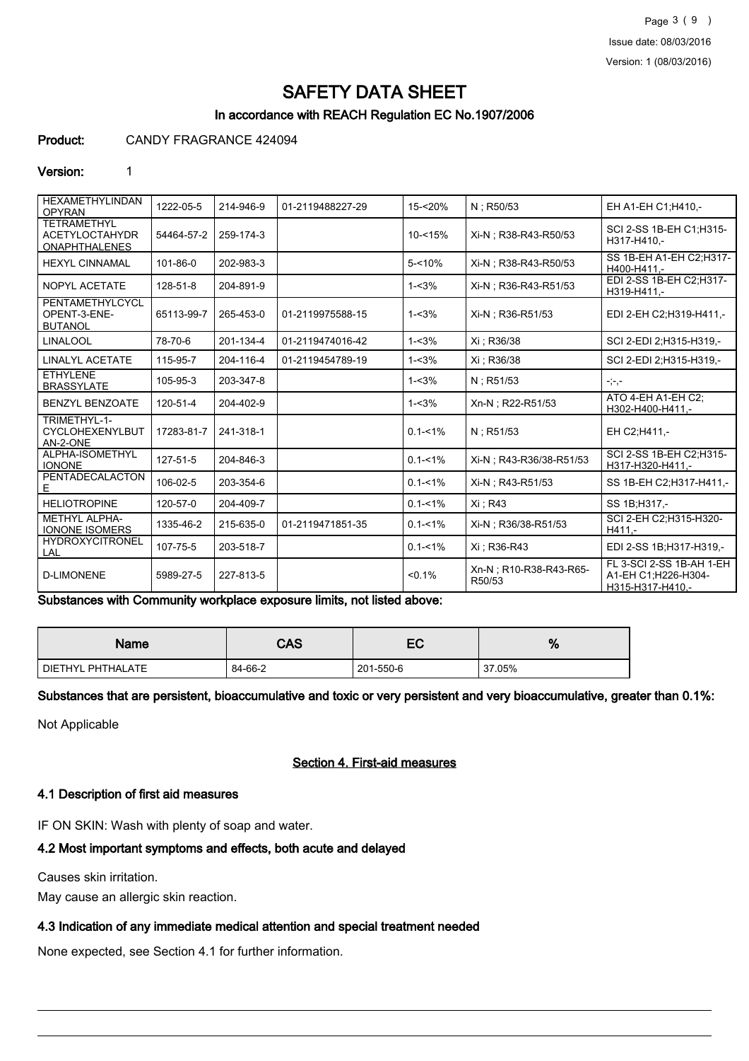# SAFETY DATA SHEET

**In accordance with REACH Regulation EC No.1907/2006**

**Product:** CANDY FRAGRANCE 424094

**Version:** 1

| | | | | | | |
|---|---|---|---|---|---|---|
| HEXAMETHYLINDANOPYRAN | 1222-05-5 | 214-946-9 | 01-2119488227-29 | 15-<20% | N ; R50/53 | EH A1-EH C1;H410,- |
| TETRAMETHYL ACETYLOCTAHYDRONAPHTHALENES | 54464-57-2 | 259-174-3 | | 10-<15% | Xi-N ; R38-R43-R50/53 | SCI 2-SS 1B-EH C1;H315-H317-H410,- |
| HEXYL CINNAMAL | 101-86-0 | 202-983-3 | | 5-<10% | Xi-N ; R38-R43-R50/53 | SS 1B-EH A1-EH C2;H317-H400-H411,- |
| NOPYL ACETATE | 128-51-8 | 204-891-9 | | 1-<3% | Xi-N ; R36-R43-R51/53 | EDI 2-SS 1B-EH C2;H317-H319-H411,- |
| PENTAMETHYLCYCLOPENT-3-ENE-BUTANOL | 65113-99-7 | 265-453-0 | 01-2119975588-15 | 1-<3% | Xi-N ; R36-R51/53 | EDI 2-EH C2;H319-H411,- |
| LINALOOL | 78-70-6 | 201-134-4 | 01-2119474016-42 | 1-<3% | Xi ; R36/38 | SCI 2-EDI 2;H315-H319,- |
| LINALYL ACETATE | 115-95-7 | 204-116-4 | 01-2119454789-19 | 1-<3% | Xi ; R36/38 | SCI 2-EDI 2;H315-H319,- |
| ETHYLENE BRASSYLATE | 105-95-3 | 203-347-8 | | 1-<3% | N ; R51/53 | -;-,- |
| BENZYL BENZOATE | 120-51-4 | 204-402-9 | | 1-<3% | Xn-N ; R22-R51/53 | ATO 4-EH A1-EH C2; H302-H400-H411,- |
| TRIMETHYL-1-CYCLOHEXENYLBUTAN-2-ONE | 17283-81-7 | 241-318-1 | | 0.1-<1% | N ; R51/53 | EH C2;H411,- |
| ALPHA-ISOMETHYL IONONE | 127-51-5 | 204-846-3 | | 0.1-<1% | Xi-N ; R43-R36/38-R51/53 | SCI 2-SS 1B-EH C2;H315-H317-H320-H411,- |
| PENTADECALACTONE | 106-02-5 | 203-354-6 | | 0.1-<1% | Xi-N ; R43-R51/53 | SS 1B-EH C2;H317-H411,- |
| HELIOTROPINE | 120-57-0 | 204-409-7 | | 0.1-<1% | Xi ; R43 | SS 1B;H317,- |
| METHYL ALPHA-IONONE ISOMERS | 1335-46-2 | 215-635-0 | 01-2119471851-35 | 0.1-<1% | Xi-N ; R36/38-R51/53 | SCI 2-EH C2;H315-H320-H411,- |
| HYDROXYCITRONELLAL | 107-75-5 | 203-518-7 | | 0.1-<1% | Xi ; R36-R43 | EDI 2-SS 1B;H317-H319,- |
| D-LIMONENE | 5989-27-5 | 227-813-5 | | <0.1% | Xn-N ; R10-R38-R43-R65-R50/53 | FL 3-SCI 2-SS 1B-AH 1-EH A1-EH C1;H226-H304-H315-H317-H410,- |

**Substances with Community workplace exposure limits, not listed above:**

| Name | CAS | EC | % |
|---|---|---|---|
| DIETHYL PHTHALATE | 84-66-2 | 201-550-6 | 37.05% |

**Substances that are persistent, bioaccumulative and toxic or very persistent and very bioaccumulative, greater than 0.1%:**

Not Applicable

## Section 4. First-aid measures

### 4.1 Description of first aid measures

IF ON SKIN: Wash with plenty of soap and water.

### 4.2 Most important symptoms and effects, both acute and delayed

Causes skin irritation.

May cause an allergic skin reaction.

### 4.3 Indication of any immediate medical attention and special treatment needed

None expected, see Section 4.1 for further information.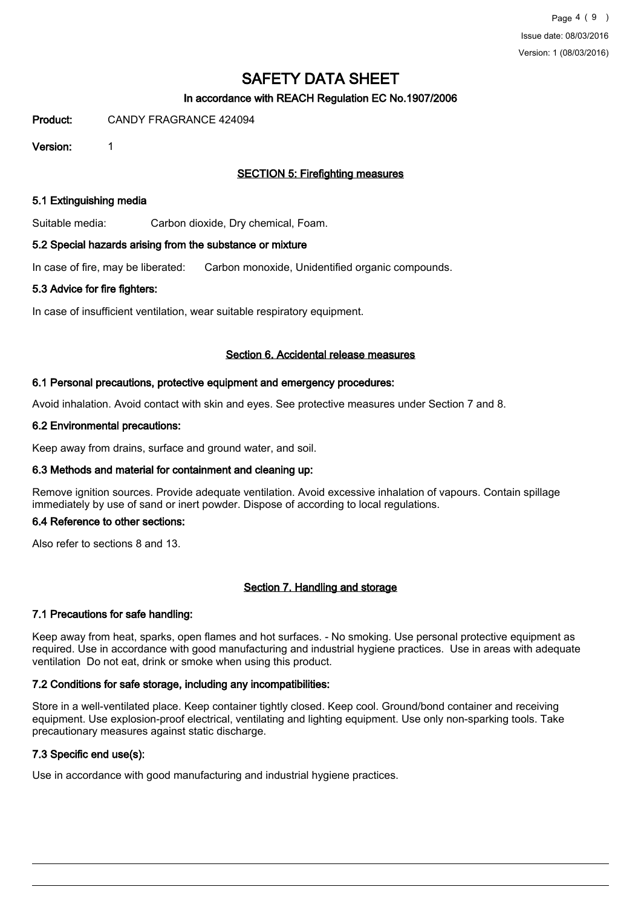# SAFETY DATA SHEET

**In accordance with REACH Regulation EC No.1907/2006**

**Product:** CANDY FRAGRANCE 424094

**Version:** 1

## SECTION 5: Firefighting measures

### 5.1 Extinguishing media

Suitable media: Carbon dioxide, Dry chemical, Foam.

### 5.2 Special hazards arising from the substance or mixture

In case of fire, may be liberated: Carbon monoxide, Unidentified organic compounds.

### 5.3 Advice for fire fighters:

In case of insufficient ventilation, wear suitable respiratory equipment.

## Section 6. Accidental release measures

### 6.1 Personal precautions, protective equipment and emergency procedures:

Avoid inhalation. Avoid contact with skin and eyes. See protective measures under Section 7 and 8.

### 6.2 Environmental precautions:

Keep away from drains, surface and ground water, and soil.

### 6.3 Methods and material for containment and cleaning up:

Remove ignition sources. Provide adequate ventilation. Avoid excessive inhalation of vapours. Contain spillage immediately by use of sand or inert powder. Dispose of according to local regulations.

### 6.4 Reference to other sections:

Also refer to sections 8 and 13.

## Section 7. Handling and storage

### 7.1 Precautions for safe handling:

Keep away from heat, sparks, open flames and hot surfaces. - No smoking. Use personal protective equipment as required. Use in accordance with good manufacturing and industrial hygiene practices. Use in areas with adequate ventilation Do not eat, drink or smoke when using this product.

### 7.2 Conditions for safe storage, including any incompatibilities:

Store in a well-ventilated place. Keep container tightly closed. Keep cool. Ground/bond container and receiving equipment. Use explosion-proof electrical, ventilating and lighting equipment. Use only non-sparking tools. Take precautionary measures against static discharge.

### 7.3 Specific end use(s):

Use in accordance with good manufacturing and industrial hygiene practices.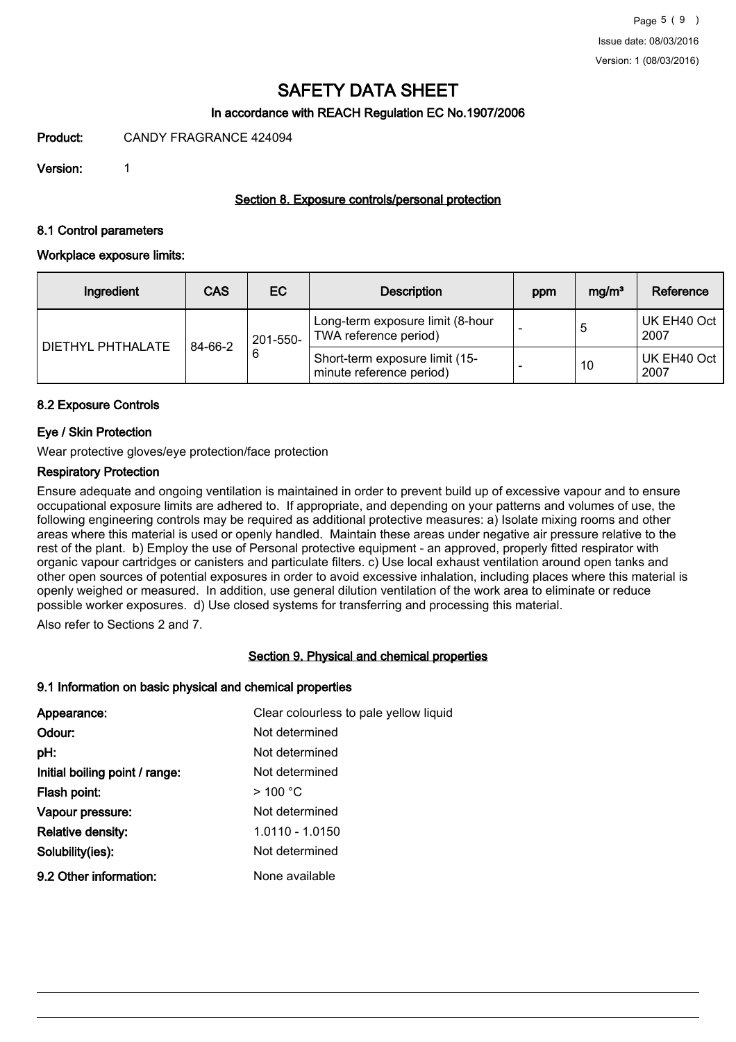# SAFETY DATA SHEET

## In accordance with REACH Regulation EC No.1907/2006

**Product:** CANDY FRAGRANCE 424094

**Version:** 1

### Section 8. Exposure controls/personal protection

#### 8.1 Control parameters

**Workplace exposure limits:**

| Ingredient | CAS | EC | Description | ppm | mg/m³ | Reference |
|---|---|---|---|---|---|---|
| DIETHYL PHTHALATE | 84-66-2 | 201-550-6 | Long-term exposure limit (8-hour TWA reference period) | - | 5 | UK EH40 Oct 2007 |
| | | | Short-term exposure limit (15-minute reference period) | - | 10 | UK EH40 Oct 2007 |

#### 8.2 Exposure Controls

**Eye / Skin Protection**

Wear protective gloves/eye protection/face protection

**Respiratory Protection**

Ensure adequate and ongoing ventilation is maintained in order to prevent build up of excessive vapour and to ensure occupational exposure limits are adhered to. If appropriate, and depending on your patterns and volumes of use, the following engineering controls may be required as additional protective measures: a) Isolate mixing rooms and other areas where this material is used or openly handled. Maintain these areas under negative air pressure relative to the rest of the plant. b) Employ the use of Personal protective equipment - an approved, properly fitted respirator with organic vapour cartridges or canisters and particulate filters. c) Use local exhaust ventilation around open tanks and other open sources of potential exposures in order to avoid excessive inhalation, including places where this material is openly weighed or measured. In addition, use general dilution ventilation of the work area to eliminate or reduce possible worker exposures. d) Use closed systems for transferring and processing this material.

Also refer to Sections 2 and 7.

### Section 9. Physical and chemical properties

#### 9.1 Information on basic physical and chemical properties

**Appearance:** Clear colourless to pale yellow liquid

**Odour:** Not determined

**pH:** Not determined

**Initial boiling point / range:** Not determined

**Flash point:** > 100 °C

**Vapour pressure:** Not determined

**Relative density:** 1.0110 - 1.0150

**Solubility(ies):** Not determined

**9.2 Other information:** None available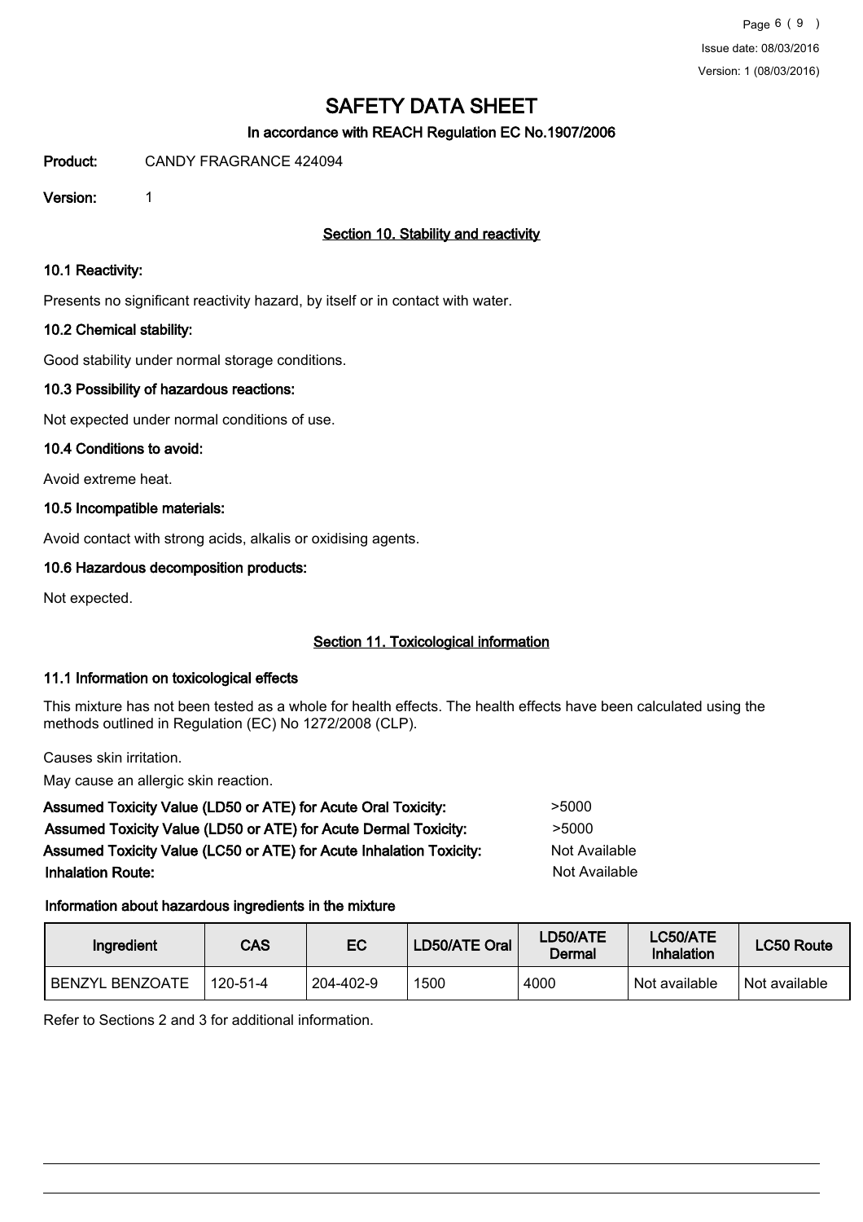# SAFETY DATA SHEET

**In accordance with REACH Regulation EC No.1907/2006**

**Product:** CANDY FRAGRANCE 424094

**Version:** 1

## Section 10. Stability and reactivity

### 10.1 Reactivity:

Presents no significant reactivity hazard, by itself or in contact with water.

### 10.2 Chemical stability:

Good stability under normal storage conditions.

### 10.3 Possibility of hazardous reactions:

Not expected under normal conditions of use.

### 10.4 Conditions to avoid:

Avoid extreme heat.

### 10.5 Incompatible materials:

Avoid contact with strong acids, alkalis or oxidising agents.

### 10.6 Hazardous decomposition products:

Not expected.

## Section 11. Toxicological information

### 11.1 Information on toxicological effects

This mixture has not been tested as a whole for health effects. The health effects have been calculated using the methods outlined in Regulation (EC) No 1272/2008 (CLP).

Causes skin irritation.

May cause an allergic skin reaction.

**Assumed Toxicity Value (LD50 or ATE) for Acute Oral Toxicity:** >5000

**Assumed Toxicity Value (LD50 or ATE) for Acute Dermal Toxicity:** >5000

**Assumed Toxicity Value (LC50 or ATE) for Acute Inhalation Toxicity:** Not Available

**Inhalation Route:** Not Available

#### Information about hazardous ingredients in the mixture

| Ingredient | CAS | EC | LD50/ATE Oral | LD50/ATE Dermal | LC50/ATE Inhalation | LC50 Route |
|---|---|---|---|---|---|---|
| BENZYL BENZOATE | 120-51-4 | 204-402-9 | 1500 | 4000 | Not available | Not available |

Refer to Sections 2 and 3 for additional information.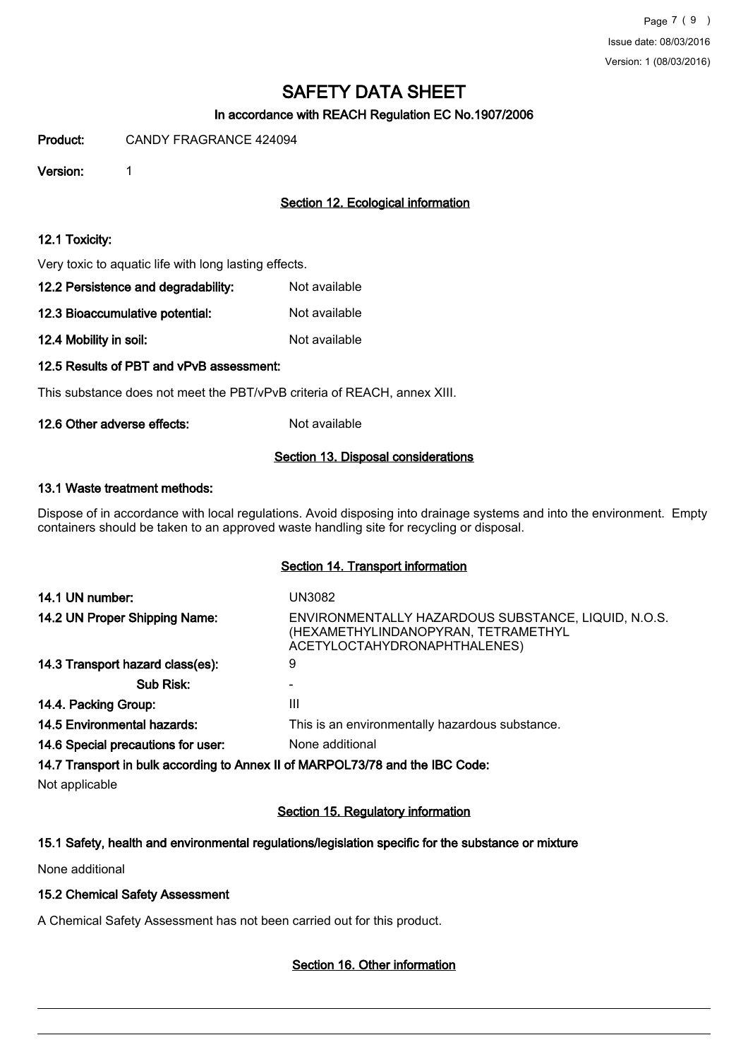# SAFETY DATA SHEET

**In accordance with REACH Regulation EC No.1907/2006**

**Product:** CANDY FRAGRANCE 424094

**Version:** 1

## Section 12. Ecological information

### 12.1 Toxicity:

Very toxic to aquatic life with long lasting effects.

**12.2 Persistence and degradability:** Not available

**12.3 Bioaccumulative potential:** Not available

**12.4 Mobility in soil:** Not available

### 12.5 Results of PBT and vPvB assessment:

This substance does not meet the PBT/vPvB criteria of REACH, annex XIII.

**12.6 Other adverse effects:** Not available

## Section 13. Disposal considerations

### 13.1 Waste treatment methods:

Dispose of in accordance with local regulations. Avoid disposing into drainage systems and into the environment. Empty containers should be taken to an approved waste handling site for recycling or disposal.

## Section 14. Transport information

| | |
|---|---|
| **14.1 UN number:** | UN3082 |
| **14.2 UN Proper Shipping Name:** | ENVIRONMENTALLY HAZARDOUS SUBSTANCE, LIQUID, N.O.S. (HEXAMETHYLINDANOPYRAN, TETRAMETHYL ACETYLOCTAHYDRONAPHTHALENES) |
| **14.3 Transport hazard class(es):** | 9 |
| **Sub Risk:** | - |
| **14.4. Packing Group:** | III |
| **14.5 Environmental hazards:** | This is an environmentally hazardous substance. |
| **14.6 Special precautions for user:** | None additional |

### 14.7 Transport in bulk according to Annex II of MARPOL73/78 and the IBC Code:

Not applicable

## Section 15. Regulatory information

### 15.1 Safety, health and environmental regulations/legislation specific for the substance or mixture

None additional

### 15.2 Chemical Safety Assessment

A Chemical Safety Assessment has not been carried out for this product.

## Section 16. Other information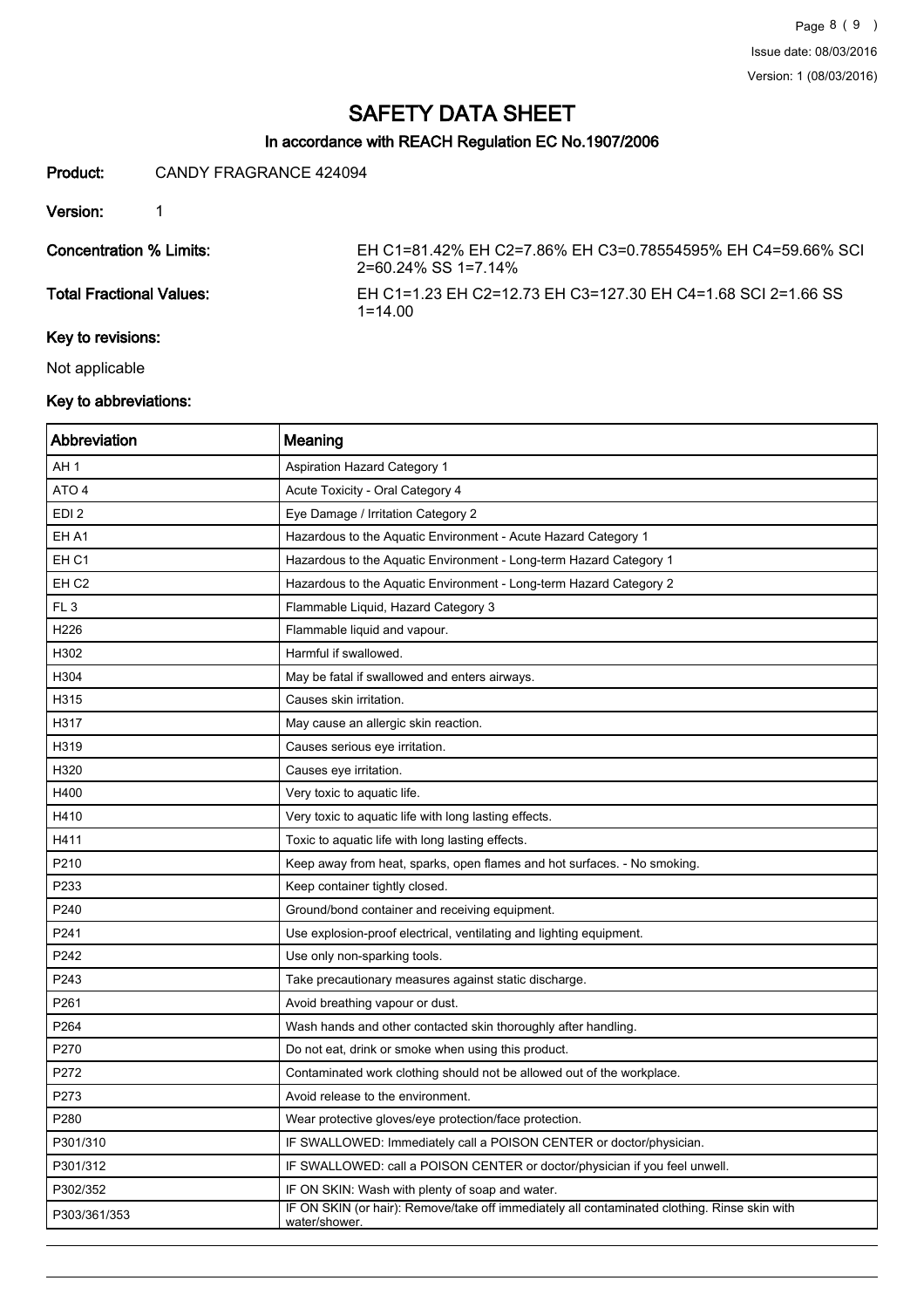# SAFETY DATA SHEET

## In accordance with REACH Regulation EC No.1907/2006

**Product:** CANDY FRAGRANCE 424094

**Version:** 1

**Concentration % Limits:** EH C1=81.42% EH C2=7.86% EH C3=0.78554595% EH C4=59.66% SCI 2=60.24% SS 1=7.14%

**Total Fractional Values:** EH C1=1.23 EH C2=12.73 EH C3=127.30 EH C4=1.68 SCI 2=1.66 SS 1=14.00

### Key to revisions:

Not applicable

### Key to abbreviations:

| Abbreviation | Meaning |
|---|---|
| AH 1 | Aspiration Hazard Category 1 |
| ATO 4 | Acute Toxicity - Oral Category 4 |
| EDI 2 | Eye Damage / Irritation Category 2 |
| EH A1 | Hazardous to the Aquatic Environment - Acute Hazard Category 1 |
| EH C1 | Hazardous to the Aquatic Environment - Long-term Hazard Category 1 |
| EH C2 | Hazardous to the Aquatic Environment - Long-term Hazard Category 2 |
| FL 3 | Flammable Liquid, Hazard Category 3 |
| H226 | Flammable liquid and vapour. |
| H302 | Harmful if swallowed. |
| H304 | May be fatal if swallowed and enters airways. |
| H315 | Causes skin irritation. |
| H317 | May cause an allergic skin reaction. |
| H319 | Causes serious eye irritation. |
| H320 | Causes eye irritation. |
| H400 | Very toxic to aquatic life. |
| H410 | Very toxic to aquatic life with long lasting effects. |
| H411 | Toxic to aquatic life with long lasting effects. |
| P210 | Keep away from heat, sparks, open flames and hot surfaces. - No smoking. |
| P233 | Keep container tightly closed. |
| P240 | Ground/bond container and receiving equipment. |
| P241 | Use explosion-proof electrical, ventilating and lighting equipment. |
| P242 | Use only non-sparking tools. |
| P243 | Take precautionary measures against static discharge. |
| P261 | Avoid breathing vapour or dust. |
| P264 | Wash hands and other contacted skin thoroughly after handling. |
| P270 | Do not eat, drink or smoke when using this product. |
| P272 | Contaminated work clothing should not be allowed out of the workplace. |
| P273 | Avoid release to the environment. |
| P280 | Wear protective gloves/eye protection/face protection. |
| P301/310 | IF SWALLOWED: Immediately call a POISON CENTER or doctor/physician. |
| P301/312 | IF SWALLOWED: call a POISON CENTER or doctor/physician if you feel unwell. |
| P302/352 | IF ON SKIN: Wash with plenty of soap and water. |
| P303/361/353 | IF ON SKIN (or hair): Remove/take off immediately all contaminated clothing. Rinse skin with water/shower. |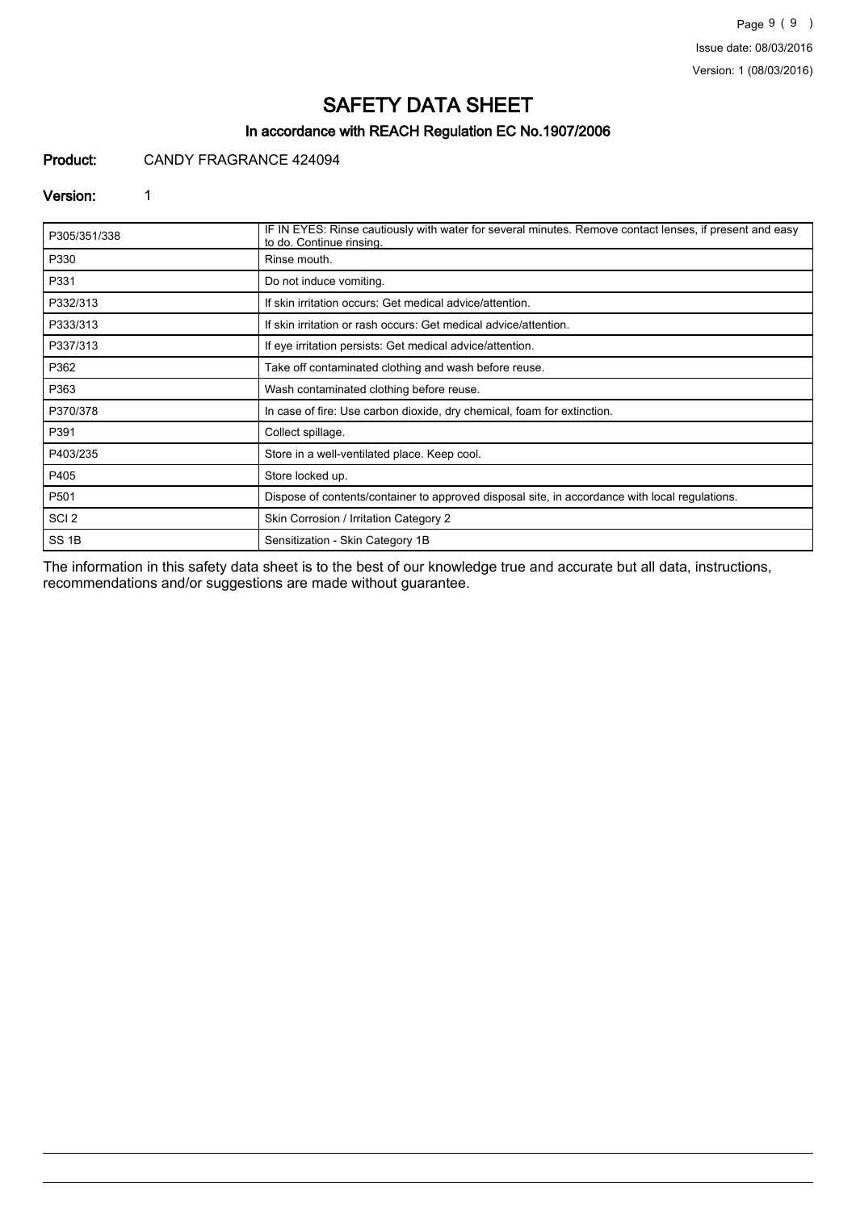# SAFETY DATA SHEET

## In accordance with REACH Regulation EC No.1907/2006

**Product:** CANDY FRAGRANCE 424094

**Version:** 1

| | |
|---|---|
| P305/351/338 | IF IN EYES: Rinse cautiously with water for several minutes. Remove contact lenses, if present and easy to do. Continue rinsing. |
| P330 | Rinse mouth. |
| P331 | Do not induce vomiting. |
| P332/313 | If skin irritation occurs: Get medical advice/attention. |
| P333/313 | If skin irritation or rash occurs: Get medical advice/attention. |
| P337/313 | If eye irritation persists: Get medical advice/attention. |
| P362 | Take off contaminated clothing and wash before reuse. |
| P363 | Wash contaminated clothing before reuse. |
| P370/378 | In case of fire: Use carbon dioxide, dry chemical, foam for extinction. |
| P391 | Collect spillage. |
| P403/235 | Store in a well-ventilated place. Keep cool. |
| P405 | Store locked up. |
| P501 | Dispose of contents/container to approved disposal site, in accordance with local regulations. |
| SCI 2 | Skin Corrosion / Irritation Category 2 |
| SS 1B | Sensitization - Skin Category 1B |

The information in this safety data sheet is to the best of our knowledge true and accurate but all data, instructions, recommendations and/or suggestions are made without guarantee.